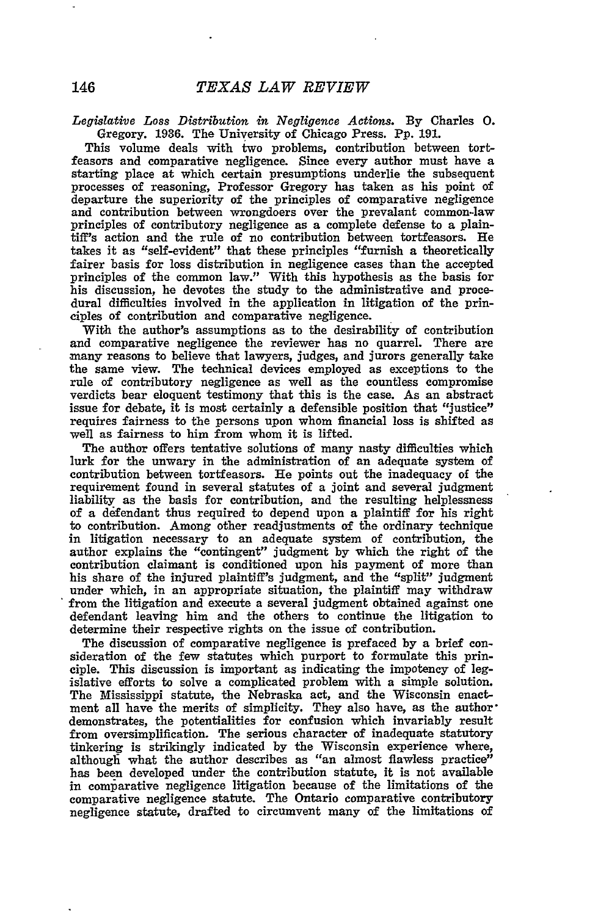*Legislative Loss Distribution in Negligence Actions.* By Charles O. Gregory. 1936. The University of Chicago Press. Pp. 191.

This volume deals with two problems, contribution between tortfeasors and comparative negligence. Since every author must have a starting place at which certain presumptions underlie the subsequent processes of reasoning, Professor Gregory has taken as his point of departure the superiority of the principles of comparative negligence and contribution between wrongdoers over the prevalant common-law principles of contributory negligence as a complete defense to a plaintiff's action and the rule of no contribution between tortfeasors. He takes it as "self-evident" that these principles "furnish a theoretically fairer basis for loss distribution in negligence cases than the accepted principles of the common law." With this hypothesis as the basis for his discussion, he devotes the study to the administrative and procedural difficulties involved in the application in litigation of the principles of contribution and comparative negligence.

With the author's assumptions as to the desirability of contribution and comparative negligence the reviewer has no quarrel. There are many reasons to believe that lawyers, judges, and jurors generally take the same view. The technical devices employed as exceptions to the rule of contributory negligence as well as the countless compromise verdicts bear eloquent testimony that this is the case. As an abstract issue for debate, it is most certainly a defensible position that "justice" requires fairness to the persons upon whom financial loss is shifted as well as fairness to him from whom it is lifted.

The author offers tentative solutions of many nasty difficulties which lurk for the unwary in the administration of an adequate system of contribution between tortfeasors. He points out the inadequacy of the requirement found in several statutes of a joint and several judgment liability as the basis for contribution, and the resulting helplessness of a defendant thus required to depend upon a plaintiff for his right to contribution. Among other readjustments of the ordinary technique in litigation necessary to an adequate system of contribution, the author explains the "contingent" judgment by which the right of the contribution claimant is conditioned upon his payment of more than his share of the injured plaintiff's judgment, and the "split" judgment under which, in an appropriate situation, the plaintiff may withdraw from the litigation and execute a several judgment obtained against one defendant leaving him and the others to continue the litigation to determine their respective rights on the issue of contribution.

The discussion of comparative negligence is prefaced by a brief consideration of the few statutes which purport to formulate this principle. This discussion is important as indicating the impotency of legislative efforts to solve a complicated problem with a simple solution. The Mississippi statute, the Nebraska act, and the Wisconsin enactment all have the merits of simplicity. They also have, as the author demonstrates, the potentialities for confusion which invariably result from oversimplification. The serious character of inadequate statutory tinkering is strikingly indicated by the Wisconsin experience where, although what the author describes as "an almost flawless practice" has been developed under the contribution statute, it is not available in comparative negligence litigation because of the limitations of the comparative negligence statute. The Ontario comparative contributory negligence statute, drafted to circumvent many of the limitations of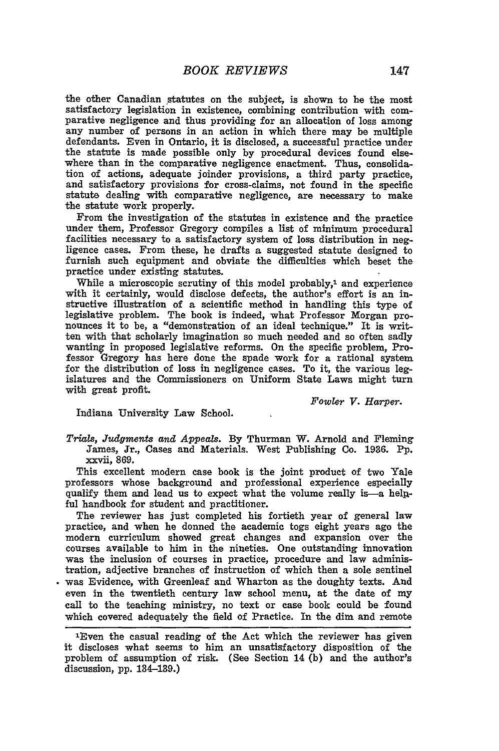the other Canadian statutes on the subject, is shown to be the most satisfactory legislation in existence, combining contribution with comparative negligence and thus providing for an allocation of loss among any number of persons in an action in which there may be multiple defendants. Even in Ontario, it is disclosed, a successful practice under the statute is made possible only by procedural devices found elsewhere than in the comparative negligence enactment. Thus, consolidation of actions, adequate joinder provisions, a third party practice, and satisfactory provisions for cross-claims, not found in the specific statute dealing with comparative negligence, are necessary to make the statute work properly.

From the investigation of the statutes in existence and the practice under them, Professor Gregory compiles a list of minimum procedural facilities necessary to a satisfactory system of loss distribution in negligence cases. From these, he drafts a suggested statute designed to furnish such equipment and obviate the difficulties which beset the practice under existing statutes.

While a microscopic scrutiny of this model probably,[1] and experience with it certainly, would disclose defects, the author's effort is an instructive illustration of a scientific method in handling this type of legislative problem. The book is indeed, what Professor Morgan pronounces it to be, a "demonstration of an ideal technique." It is written with that scholarly imagination so much needed and so often sadly wanting in proposed legislative reforms. On the specific problem, Professor Gregory has here done the spade work for a rational system for the distribution of loss in negligence cases. To it, the various legislatures and the Commissioners on Uniform State Laws might turn with great profit.

*Fowler V. Harper.*

Indiana University Law School.

*Trials, Judgments and Appeals.* By Thurman W. Arnold and Fleming James, Jr., Cases and Materials. West Publishing Co. 1936. Pp. xxvii, 869.

This excellent modern case book is the joint product of two Yale professors whose background and professional experience especially qualify them and lead us to expect what the volume really is—a helpful handbook for student and practitioner.

The reviewer has just completed his fortieth year of general law practice, and when he donned the academic togs eight years ago the modern curriculum showed great changes and expansion over the courses available to him in the nineties. One outstanding innovation was the inclusion of courses in practice, procedure and law administration, adjective branches of instruction of which then a sole sentinel was Evidence, with Greenleaf and Wharton as the doughty texts. And even in the twentieth century law school menu, at the date of my call to the teaching ministry, no text or case book could be found which covered adequately the field of Practice. In the dim and remote

---

[1]Even the casual reading of the Act which the reviewer has given it discloses what seems to him an unsatisfactory disposition of the problem of assumption of risk. (See Section 14 (b) and the author's discussion, pp. 134–139.)